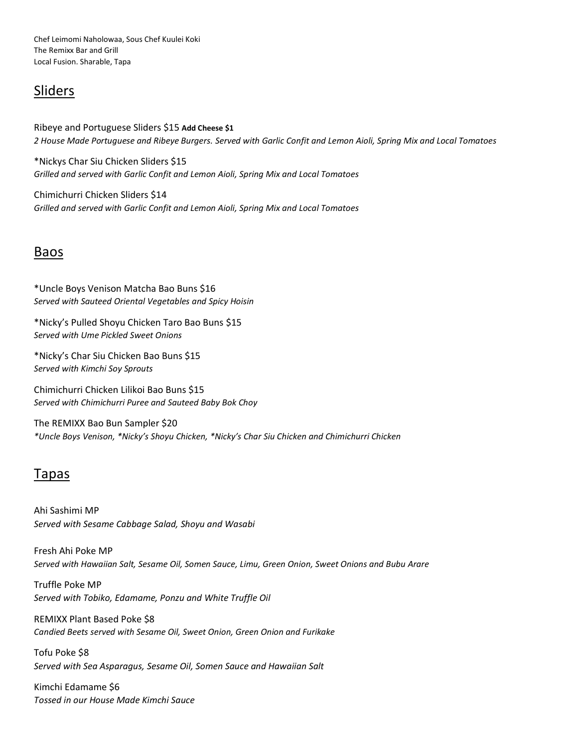Chef Leimomi Naholowaa, Sous Chef Kuulei Koki
The Remixx Bar and Grill
Local Fusion. Sharable, Tapa

## Sliders

Ribeye and Portuguese Sliders $15 **Add Cheese $1**
*2 House Made Portuguese and Ribeye Burgers. Served with Garlic Confit and Lemon Aioli, Spring Mix and Local Tomatoes*

*Nickys Char Siu Chicken Sliders $15
*Grilled and served with Garlic Confit and Lemon Aioli, Spring Mix and Local Tomatoes*

Chimichurri Chicken Sliders $14
*Grilled and served with Garlic Confit and Lemon Aioli, Spring Mix and Local Tomatoes*

## Baos

*Uncle Boys Venison Matcha Bao Buns $16
*Served with Sauteed Oriental Vegetables and Spicy Hoisin*

*Nicky's Pulled Shoyu Chicken Taro Bao Buns $15
*Served with Ume Pickled Sweet Onions*

*Nicky's Char Siu Chicken Bao Buns $15
*Served with Kimchi Soy Sprouts*

Chimichurri Chicken Lilikoi Bao Buns $15
*Served with Chimichurri Puree and Sauteed Baby Bok Choy*

The REMIXX Bao Bun Sampler $20
*\*Uncle Boys Venison, \*Nicky's Shoyu Chicken, \*Nicky's Char Siu Chicken and Chimichurri Chicken*

## Tapas

Ahi Sashimi MP
*Served with Sesame Cabbage Salad, Shoyu and Wasabi*

Fresh Ahi Poke MP
*Served with Hawaiian Salt, Sesame Oil, Somen Sauce, Limu, Green Onion, Sweet Onions and Bubu Arare*

Truffle Poke MP
*Served with Tobiko, Edamame, Ponzu and White Truffle Oil*

REMIXX Plant Based Poke $8
*Candied Beets served with Sesame Oil, Sweet Onion, Green Onion and Furikake*

Tofu Poke $8
*Served with Sea Asparagus, Sesame Oil, Somen Sauce and Hawaiian Salt*

Kimchi Edamame $6
*Tossed in our House Made Kimchi Sauce*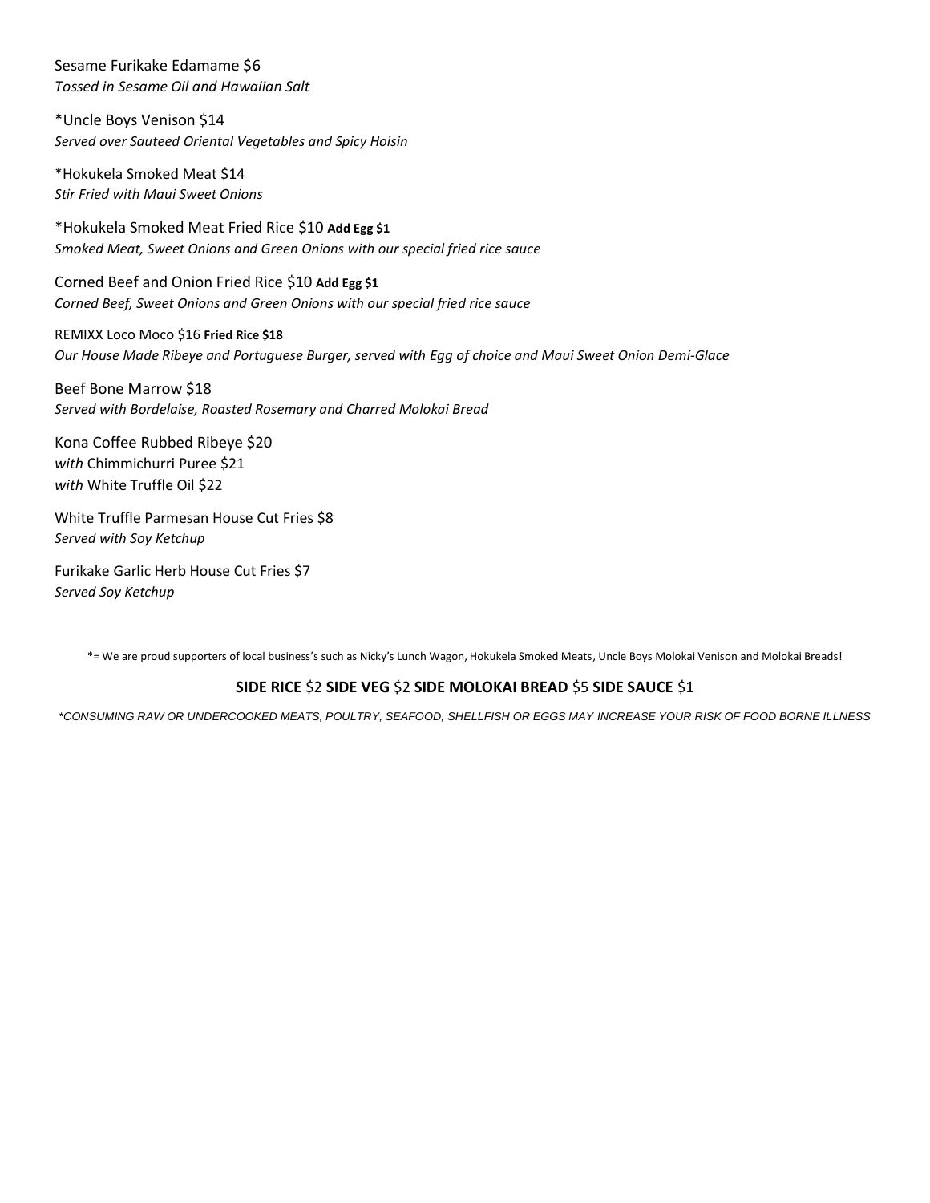Sesame Furikake Edamame $6
*Tossed in Sesame Oil and Hawaiian Salt*

*Uncle Boys Venison $14
*Served over Sauteed Oriental Vegetables and Spicy Hoisin*

*Hokukela Smoked Meat $14
*Stir Fried with Maui Sweet Onions*

*Hokukela Smoked Meat Fried Rice $10 **Add Egg $1**
*Smoked Meat, Sweet Onions and Green Onions with our special fried rice sauce*

Corned Beef and Onion Fried Rice $10 **Add Egg $1**
*Corned Beef, Sweet Onions and Green Onions with our special fried rice sauce*

REMIXX Loco Moco $16 **Fried Rice $18**
*Our House Made Ribeye and Portuguese Burger, served with Egg of choice and Maui Sweet Onion Demi-Glace*

Beef Bone Marrow $18
*Served with Bordelaise, Roasted Rosemary and Charred Molokai Bread*

Kona Coffee Rubbed Ribeye $20
*with* Chimmichurri Puree $21
*with* White Truffle Oil $22

White Truffle Parmesan House Cut Fries $8
*Served with Soy Ketchup*

Furikake Garlic Herb House Cut Fries $7
*Served Soy Ketchup*

*= We are proud supporters of local business's such as Nicky's Lunch Wagon, Hokukela Smoked Meats, Uncle Boys Molokai Venison and Molokai Breads!

**SIDE RICE** $2 **SIDE VEG** $2 **SIDE MOLOKAI BREAD** $5 **SIDE SAUCE** $1

*\*CONSUMING RAW OR UNDERCOOKED MEATS, POULTRY, SEAFOOD, SHELLFISH OR EGGS MAY INCREASE YOUR RISK OF FOOD BORNE ILLNESS*